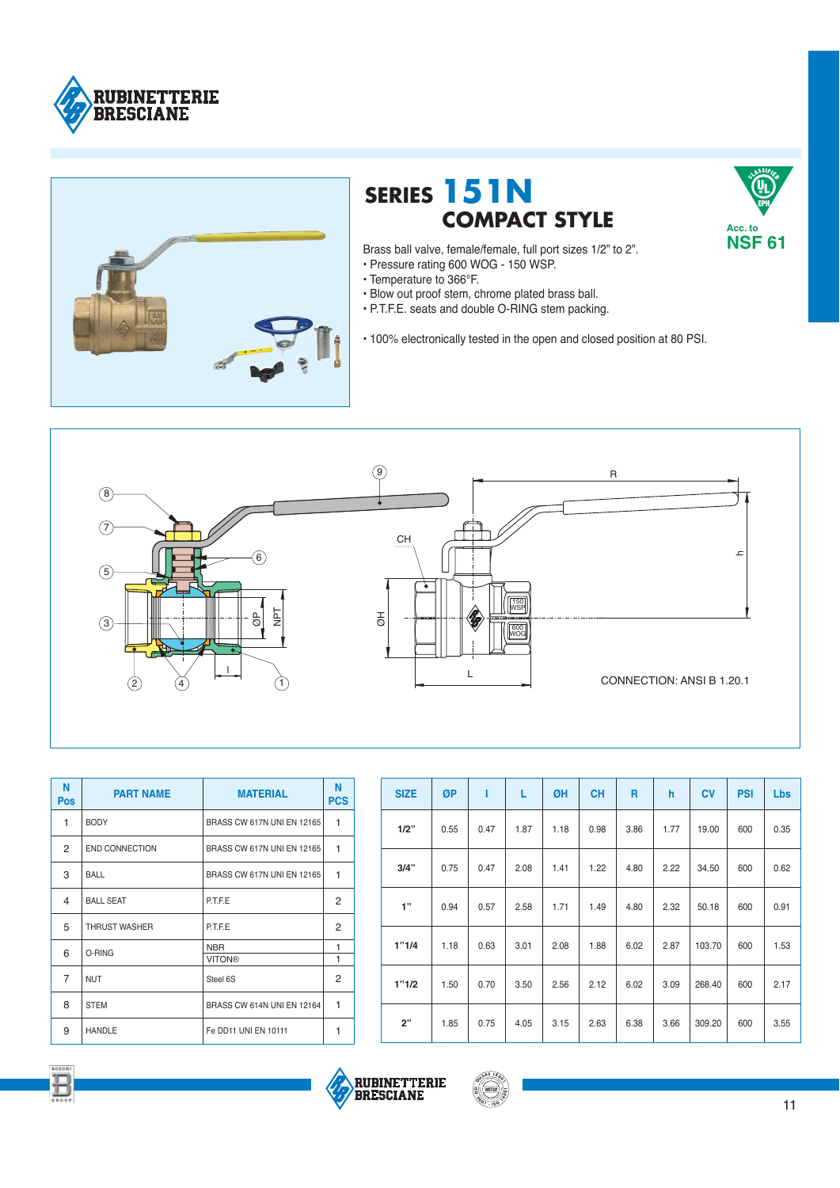# SERIES 151N
## COMPACT STYLE

Acc. to **NSF 61**

Brass ball valve, female/female, full port sizes 1/2" to 2".
- Pressure rating 600 WOG - 150 WSP.
- Temperature to 366°F.
- Blow out proof stem, chrome plated brass ball.
- P.T.F.E. seats and double O-RING stem packing.

- 100% electronically tested in the open and closed position at 80 PSI.

CONNECTION: ANSI B 1.20.1

| N Pos | PART NAME | MATERIAL | N PCS |
|---|---|---|---|
| 1 | BODY | BRASS CW 617N UNI EN 12165 | 1 |
| 2 | END CONNECTION | BRASS CW 617N UNI EN 12165 | 1 |
| 3 | BALL | BRASS CW 617N UNI EN 12165 | 1 |
| 4 | BALL SEAT | P.T.F.E | 2 |
| 5 | THRUST WASHER | P.T.F.E | 2 |
| 6 | O-RING | NBR / VITON® | 1 / 1 |
| 7 | NUT | Steel 6S | 2 |
| 8 | STEM | BRASS CW 614N UNI EN 12164 | 1 |
| 9 | HANDLE | Fe DD11 UNI EN 10111 | 1 |

| SIZE | ØP | l | L | ØH | CH | R | h | CV | PSI | Lbs |
|---|---|---|---|---|---|---|---|---|---|---|
| 1/2" | 0.55 | 0.47 | 1.87 | 1.18 | 0.98 | 3.86 | 1.77 | 19.00 | 600 | 0.35 |
| 3/4" | 0.75 | 0.47 | 2.08 | 1.41 | 1.22 | 4.80 | 2.22 | 34.50 | 600 | 0.62 |
| 1" | 0.94 | 0.57 | 2.58 | 1.71 | 1.49 | 4.80 | 2.32 | 50.18 | 600 | 0.91 |
| 1"1/4 | 1.18 | 0.63 | 3.01 | 2.08 | 1.88 | 6.02 | 2.87 | 103.70 | 600 | 1.53 |
| 1"1/2 | 1.50 | 0.70 | 3.50 | 2.56 | 2.12 | 6.02 | 3.09 | 268.40 | 600 | 2.17 |
| 2" | 1.85 | 0.75 | 4.05 | 3.15 | 2.63 | 6.38 | 3.66 | 309.20 | 600 | 3.55 |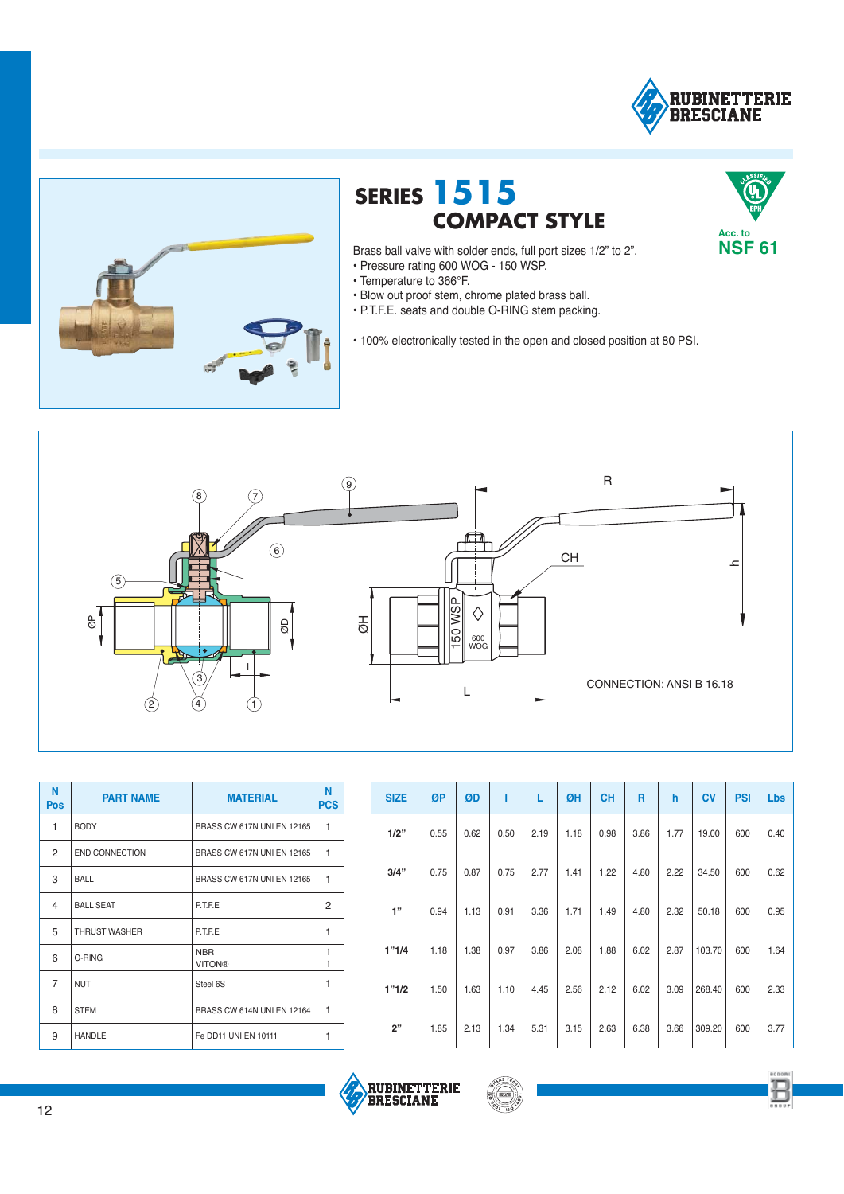# SERIES 1515
## COMPACT STYLE

Acc. to
**NSF 61**

Brass ball valve with solder ends, full port sizes 1/2" to 2".
- Pressure rating 600 WOG - 150 WSP.
- Temperature to 366°F.
- Blow out proof stem, chrome plated brass ball.
- P.T.F.E. seats and double O-RING stem packing.

- 100% electronically tested in the open and closed position at 80 PSI.

CONNECTION: ANSI B 16.18

| N Pos | PART NAME | MATERIAL | N PCS |
|---|---|---|---|
| 1 | BODY | BRASS CW 617N UNI EN 12165 | 1 |
| 2 | END CONNECTION | BRASS CW 617N UNI EN 12165 | 1 |
| 3 | BALL | BRASS CW 617N UNI EN 12165 | 1 |
| 4 | BALL SEAT | P.T.F.E | 2 |
| 5 | THRUST WASHER | P.T.F.E | 1 |
| 6 | O-RING | NBR<br>VITON® | 1<br>1 |
| 7 | NUT | Steel 6S | 1 |
| 8 | STEM | BRASS CW 614N UNI EN 12164 | 1 |
| 9 | HANDLE | Fe DD11 UNI EN 10111 | 1 |

| SIZE | ØP | ØD | l | L | ØH | CH | R | h | CV | PSI | Lbs |
|---|---|---|---|---|---|---|---|---|---|---|---|
| 1/2" | 0.55 | 0.62 | 0.50 | 2.19 | 1.18 | 0.98 | 3.86 | 1.77 | 19.00 | 600 | 0.40 |
| 3/4" | 0.75 | 0.87 | 0.75 | 2.77 | 1.41 | 1.22 | 4.80 | 2.22 | 34.50 | 600 | 0.62 |
| 1" | 0.94 | 1.13 | 0.91 | 3.36 | 1.71 | 1.49 | 4.80 | 2.32 | 50.18 | 600 | 0.95 |
| 1"1/4 | 1.18 | 1.38 | 0.97 | 3.86 | 2.08 | 1.88 | 6.02 | 2.87 | 103.70 | 600 | 1.64 |
| 1"1/2 | 1.50 | 1.63 | 1.10 | 4.45 | 2.56 | 2.12 | 6.02 | 3.09 | 268.40 | 600 | 2.33 |
| 2" | 1.85 | 2.13 | 1.34 | 5.31 | 3.15 | 2.63 | 6.38 | 3.66 | 309.20 | 600 | 3.77 |